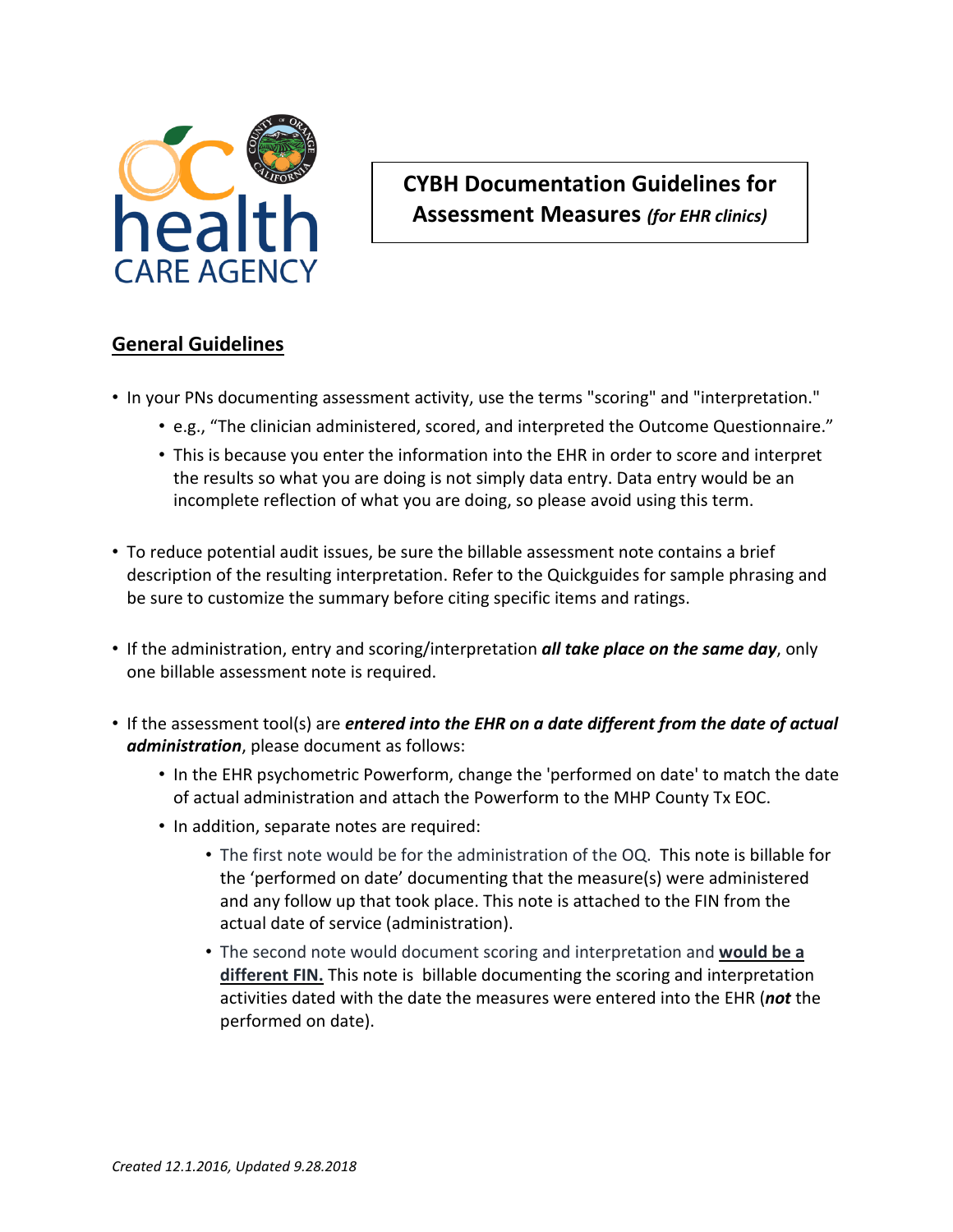# CYBH Documentation Guidelines for Assessment Measures *(for EHR clinics)*

## General Guidelines

- In your PNs documenting assessment activity, use the terms "scoring" and "interpretation."
  - e.g., "The clinician administered, scored, and interpreted the Outcome Questionnaire."
  - This is because you enter the information into the EHR in order to score and interpret the results so what you are doing is not simply data entry. Data entry would be an incomplete reflection of what you are doing, so please avoid using this term.

- To reduce potential audit issues, be sure the billable assessment note contains a brief description of the resulting interpretation. Refer to the Quickguides for sample phrasing and be sure to customize the summary before citing specific items and ratings.

- If the administration, entry and scoring/interpretation ***all take place on the same day***, only one billable assessment note is required.

- If the assessment tool(s) are ***entered into the EHR on a date different from the date of actual administration***, please document as follows:
  - In the EHR psychometric Powerform, change the 'performed on date' to match the date of actual administration and attach the Powerform to the MHP County Tx EOC.
  - In addition, separate notes are required:
    - The first note would be for the administration of the OQ. This note is billable for the 'performed on date' documenting that the measure(s) were administered and any follow up that took place. This note is attached to the FIN from the actual date of service (administration).
    - The second note would document scoring and interpretation and **would be a different FIN.** This note is billable documenting the scoring and interpretation activities dated with the date the measures were entered into the EHR (***not*** the performed on date).

*Created 12.1.2016, Updated 9.28.2018*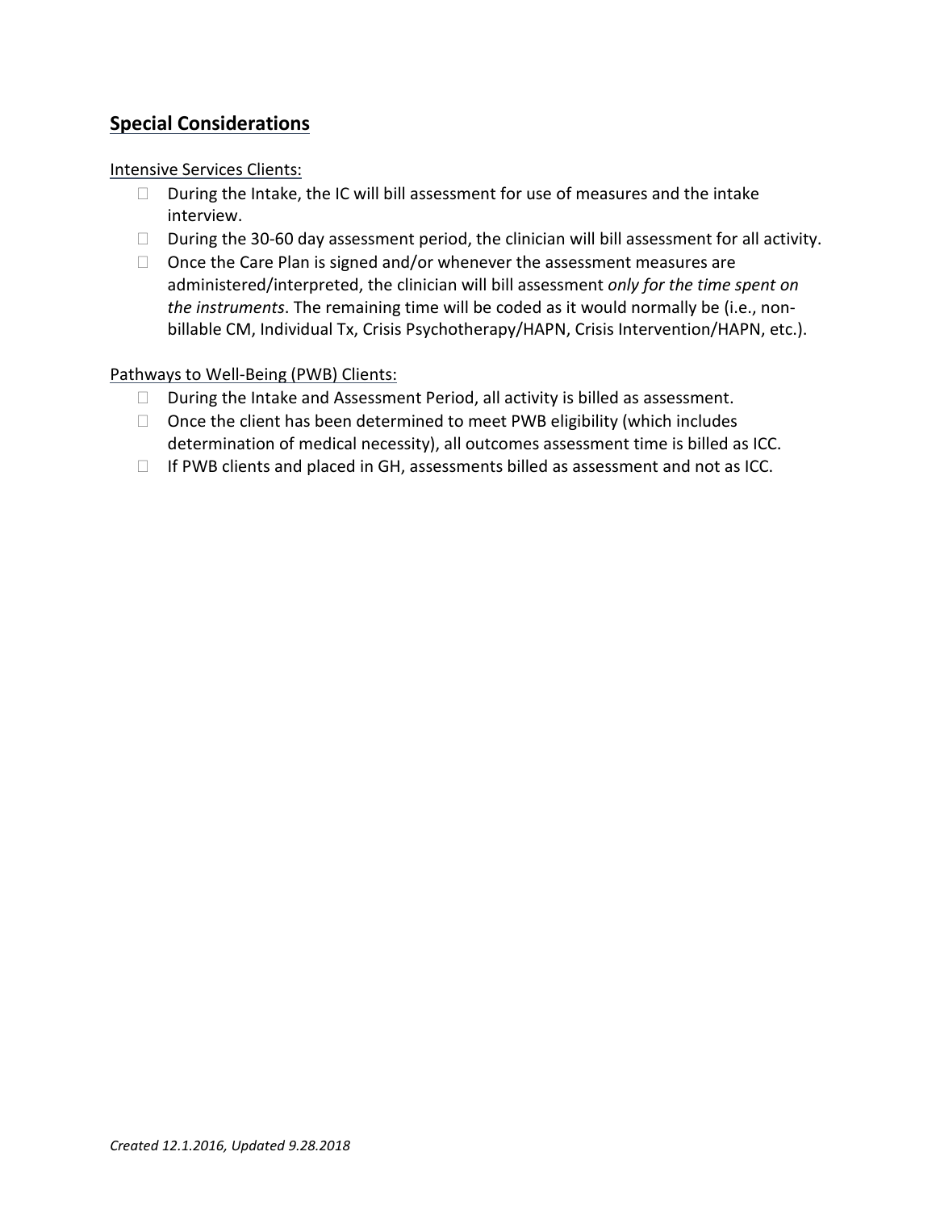## **Special Considerations**

Intensive Services Clients:

- During the Intake, the IC will bill assessment for use of measures and the intake interview.
- During the 30-60 day assessment period, the clinician will bill assessment for all activity.
- Once the Care Plan is signed and/or whenever the assessment measures are administered/interpreted, the clinician will bill assessment *only for the time spent on the instruments*. The remaining time will be coded as it would normally be (i.e., non-billable CM, Individual Tx, Crisis Psychotherapy/HAPN, Crisis Intervention/HAPN, etc.).

Pathways to Well-Being (PWB) Clients:

- During the Intake and Assessment Period, all activity is billed as assessment.
- Once the client has been determined to meet PWB eligibility (which includes determination of medical necessity), all outcomes assessment time is billed as ICC.
- If PWB clients and placed in GH, assessments billed as assessment and not as ICC.

*Created 12.1.2016, Updated 9.28.2018*